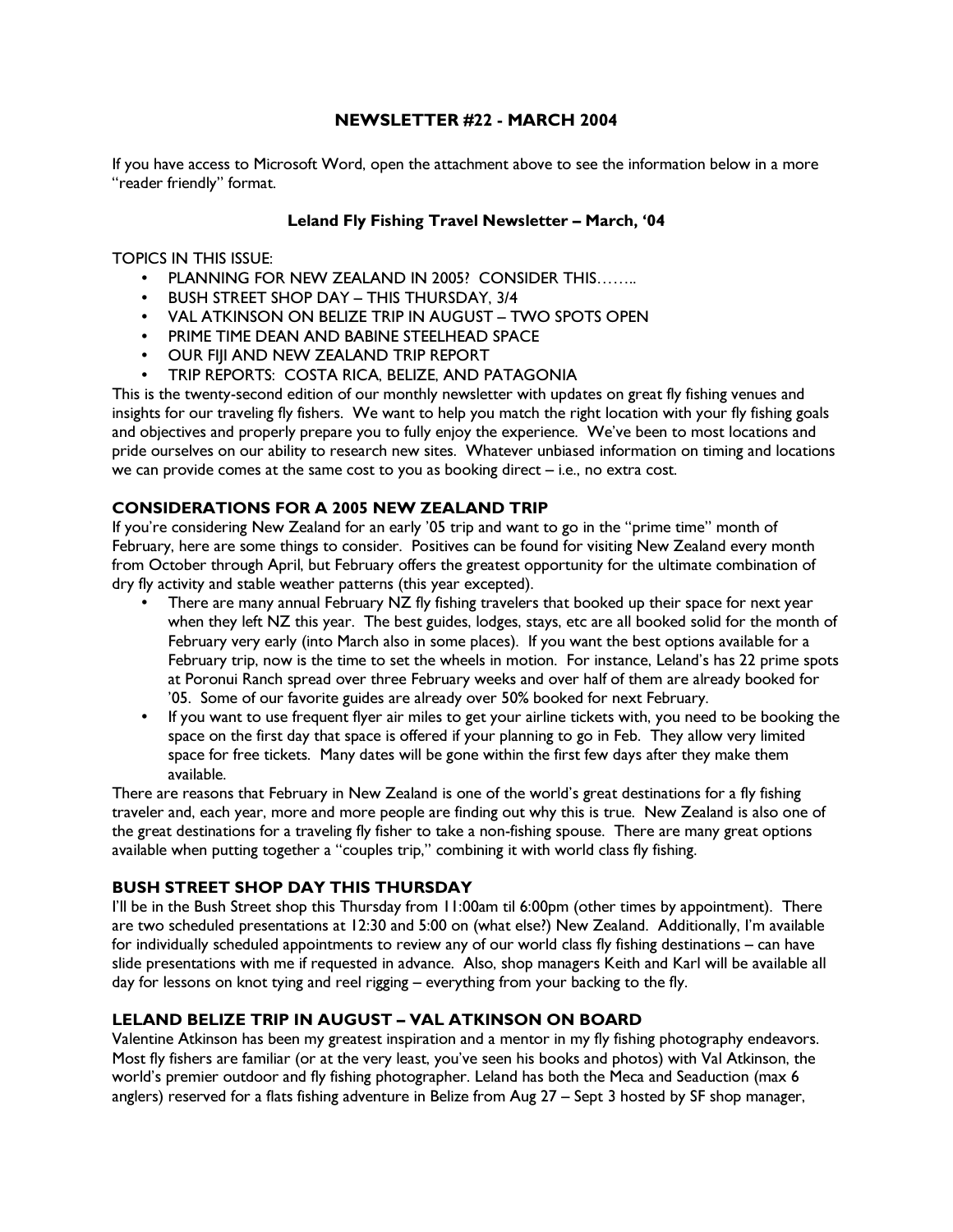## NEWSLETTER #22 - MARCH 2004

If you have access to Microsoft Word, open the attachment above to see the information below in a more "reader friendly" format.

### Leland Fly Fishing Travel Newsletter – March, '04

TOPICS IN THIS ISSUE:

- PLANNING FOR NEW ZEALAND IN 2005? CONSIDER THIS……..
- BUSH STREET SHOP DAY – THIS THURSDAY, 3/4
- VAL ATKINSON ON BELIZE TRIP IN AUGUST – TWO SPOTS OPEN
- PRIME TIME DEAN AND BABINE STEELHEAD SPACE
- OUR FIJI AND NEW ZEALAND TRIP REPORT
- TRIP REPORTS: COSTA RICA, BELIZE, AND PATAGONIA

This is the twenty-second edition of our monthly newsletter with updates on great fly fishing venues and insights for our traveling fly fishers. We want to help you match the right location with your fly fishing goals and objectives and properly prepare you to fully enjoy the experience. We've been to most locations and pride ourselves on our ability to research new sites. Whatever unbiased information on timing and locations we can provide comes at the same cost to you as booking direct – i.e., no extra cost.

### CONSIDERATIONS FOR A 2005 NEW ZEALAND TRIP

If you're considering New Zealand for an early '05 trip and want to go in the "prime time" month of February, here are some things to consider. Positives can be found for visiting New Zealand every month from October through April, but February offers the greatest opportunity for the ultimate combination of dry fly activity and stable weather patterns (this year excepted).

- There are many annual February NZ fly fishing travelers that booked up their space for next year when they left NZ this year. The best guides, lodges, stays, etc are all booked solid for the month of February very early (into March also in some places). If you want the best options available for a February trip, now is the time to set the wheels in motion. For instance, Leland's has 22 prime spots at Poronui Ranch spread over three February weeks and over half of them are already booked for '05. Some of our favorite guides are already over 50% booked for next February.
- If you want to use frequent flyer air miles to get your airline tickets with, you need to be booking the space on the first day that space is offered if your planning to go in Feb. They allow very limited space for free tickets. Many dates will be gone within the first few days after they make them available.

There are reasons that February in New Zealand is one of the world's great destinations for a fly fishing traveler and, each year, more and more people are finding out why this is true. New Zealand is also one of the great destinations for a traveling fly fisher to take a non-fishing spouse. There are many great options available when putting together a "couples trip," combining it with world class fly fishing.

### BUSH STREET SHOP DAY THIS THURSDAY

I'll be in the Bush Street shop this Thursday from 11:00am til 6:00pm (other times by appointment). There are two scheduled presentations at 12:30 and 5:00 on (what else?) New Zealand. Additionally, I'm available for individually scheduled appointments to review any of our world class fly fishing destinations – can have slide presentations with me if requested in advance. Also, shop managers Keith and Karl will be available all day for lessons on knot tying and reel rigging – everything from your backing to the fly.

### LELAND BELIZE TRIP IN AUGUST – VAL ATKINSON ON BOARD

Valentine Atkinson has been my greatest inspiration and a mentor in my fly fishing photography endeavors. Most fly fishers are familiar (or at the very least, you've seen his books and photos) with Val Atkinson, the world's premier outdoor and fly fishing photographer. Leland has both the Meca and Seaduction (max 6 anglers) reserved for a flats fishing adventure in Belize from Aug 27 – Sept 3 hosted by SF shop manager,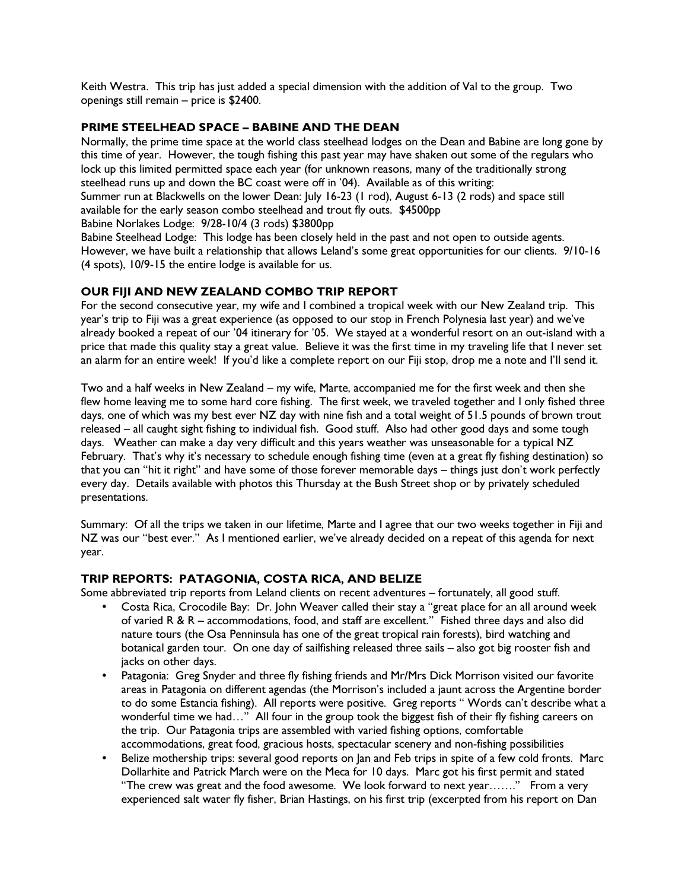Keith Westra. This trip has just added a special dimension with the addition of Val to the group. Two openings still remain – price is $2400.

### PRIME STEELHEAD SPACE – BABINE AND THE DEAN

Normally, the prime time space at the world class steelhead lodges on the Dean and Babine are long gone by this time of year. However, the tough fishing this past year may have shaken out some of the regulars who lock up this limited permitted space each year (for unknown reasons, many of the traditionally strong steelhead runs up and down the BC coast were off in '04). Available as of this writing:
Summer run at Blackwells on the lower Dean: July 16-23 (1 rod), August 6-13 (2 rods) and space still available for the early season combo steelhead and trout fly outs. $4500pp
Babine Norlakes Lodge: 9/28-10/4 (3 rods) $3800pp
Babine Steelhead Lodge: This lodge has been closely held in the past and not open to outside agents. However, we have built a relationship that allows Leland's some great opportunities for our clients. 9/10-16 (4 spots), 10/9-15 the entire lodge is available for us.

### OUR FIJI AND NEW ZEALAND COMBO TRIP REPORT

For the second consecutive year, my wife and I combined a tropical week with our New Zealand trip. This year's trip to Fiji was a great experience (as opposed to our stop in French Polynesia last year) and we've already booked a repeat of our '04 itinerary for '05. We stayed at a wonderful resort on an out-island with a price that made this quality stay a great value. Believe it was the first time in my traveling life that I never set an alarm for an entire week! If you'd like a complete report on our Fiji stop, drop me a note and I'll send it.

Two and a half weeks in New Zealand – my wife, Marte, accompanied me for the first week and then she flew home leaving me to some hard core fishing. The first week, we traveled together and I only fished three days, one of which was my best ever NZ day with nine fish and a total weight of 51.5 pounds of brown trout released – all caught sight fishing to individual fish. Good stuff. Also had other good days and some tough days. Weather can make a day very difficult and this years weather was unseasonable for a typical NZ February. That's why it's necessary to schedule enough fishing time (even at a great fly fishing destination) so that you can "hit it right" and have some of those forever memorable days – things just don't work perfectly every day. Details available with photos this Thursday at the Bush Street shop or by privately scheduled presentations.

Summary: Of all the trips we taken in our lifetime, Marte and I agree that our two weeks together in Fiji and NZ was our "best ever." As I mentioned earlier, we've already decided on a repeat of this agenda for next year.

### TRIP REPORTS: PATAGONIA, COSTA RICA, AND BELIZE

Some abbreviated trip reports from Leland clients on recent adventures – fortunately, all good stuff.

- Costa Rica, Crocodile Bay: Dr. John Weaver called their stay a "great place for an all around week of varied R & R – accommodations, food, and staff are excellent." Fished three days and also did nature tours (the Osa Penninsula has one of the great tropical rain forests), bird watching and botanical garden tour. On one day of sailfishing released three sails – also got big rooster fish and jacks on other days.
- Patagonia: Greg Snyder and three fly fishing friends and Mr/Mrs Dick Morrison visited our favorite areas in Patagonia on different agendas (the Morrison's included a jaunt across the Argentine border to do some Estancia fishing). All reports were positive. Greg reports " Words can't describe what a wonderful time we had…" All four in the group took the biggest fish of their fly fishing careers on the trip. Our Patagonia trips are assembled with varied fishing options, comfortable accommodations, great food, gracious hosts, spectacular scenery and non-fishing possibilities
- Belize mothership trips: several good reports on Jan and Feb trips in spite of a few cold fronts. Marc Dollarhite and Patrick March were on the Meca for 10 days. Marc got his first permit and stated "The crew was great and the food awesome. We look forward to next year……." From a very experienced salt water fly fisher, Brian Hastings, on his first trip (excerpted from his report on Dan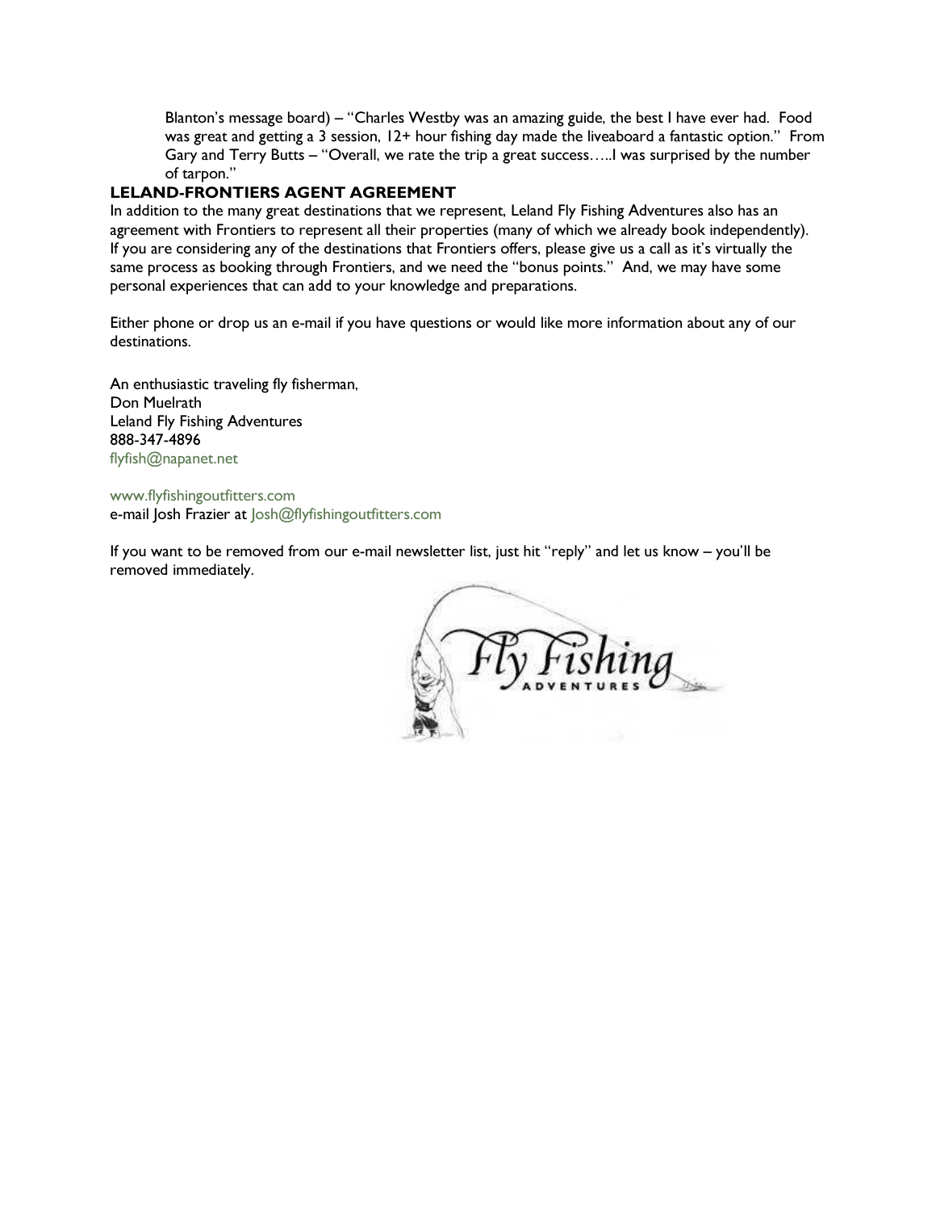Blanton's message board) – "Charles Westby was an amazing guide, the best I have ever had. Food was great and getting a 3 session, 12+ hour fishing day made the liveaboard a fantastic option." From Gary and Terry Butts – "Overall, we rate the trip a great success…..I was surprised by the number of tarpon."

**LELAND-FRONTIERS AGENT AGREEMENT**

In addition to the many great destinations that we represent, Leland Fly Fishing Adventures also has an agreement with Frontiers to represent all their properties (many of which we already book independently). If you are considering any of the destinations that Frontiers offers, please give us a call as it's virtually the same process as booking through Frontiers, and we need the "bonus points." And, we may have some personal experiences that can add to your knowledge and preparations.

Either phone or drop us an e-mail if you have questions or would like more information about any of our destinations.

An enthusiastic traveling fly fisherman,
Don Muelrath
Leland Fly Fishing Adventures
888-347-4896
flyfish@napanet.net

www.flyfishingoutfitters.com
e-mail Josh Frazier at Josh@flyfishingoutfitters.com

If you want to be removed from our e-mail newsletter list, just hit "reply" and let us know – you'll be removed immediately.

Fly Fishing ADVENTURES